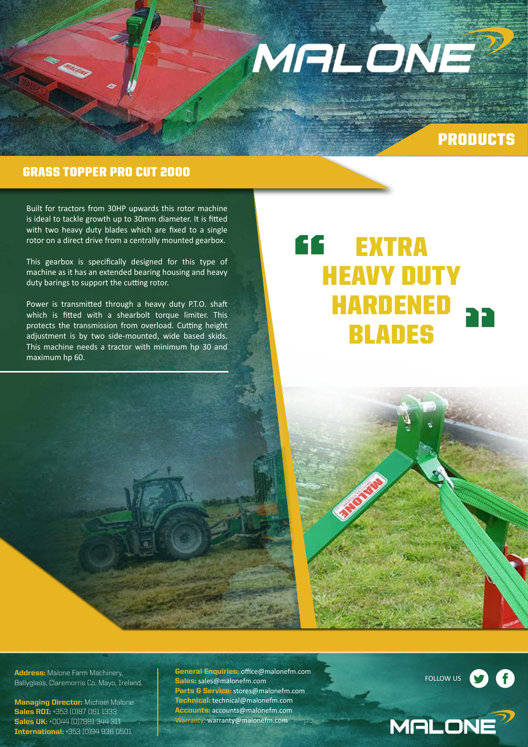# MALONE

## PRODUCTS

## GRASS TOPPER PRO CUT 2000

Built for tractors from 30HP upwards this rotor machine is ideal to tackle growth up to 30mm diameter. It is fitted with two heavy duty blades which are fixed to a single rotor on a direct drive from a centrally mounted gearbox.

This gearbox is specifically designed for this type of machine as it has an extended bearing housing and heavy duty barings to support the cutting rotor.

Power is transmitted through a heavy duty P.T.O. shaft which is fitted with a shearbolt torque limiter. This protects the transmission from overload. Cutting height adjustment is by two side-mounted, wide based skids. This machine needs a tractor with minimum hp 30 and maximum hp 60.

> **"EXTRA HEAVY DUTY HARDENED BLADES"**

**Address:** Malone Farm Machinery, Ballyglass, Claremorris Co. Mayo, Ireland.

**Managing Director:** Michael Malone
**Sales ROI:** +353 (0)87 061 1333
**Sales UK:** +0044 (0)7881 344 311
**International:** +353 (0)94 936 0501

**General Enquiries:** office@malonefm.com
**Sales:** sales@malonefm.com
**Parts & Service:** stores@malonefm.com
**Technical:** technical@malonefm.com
**Accounts:** accounts@malonefm.com
**Warranty:** warranty@malonefm.com

FOLLOW US

MALONE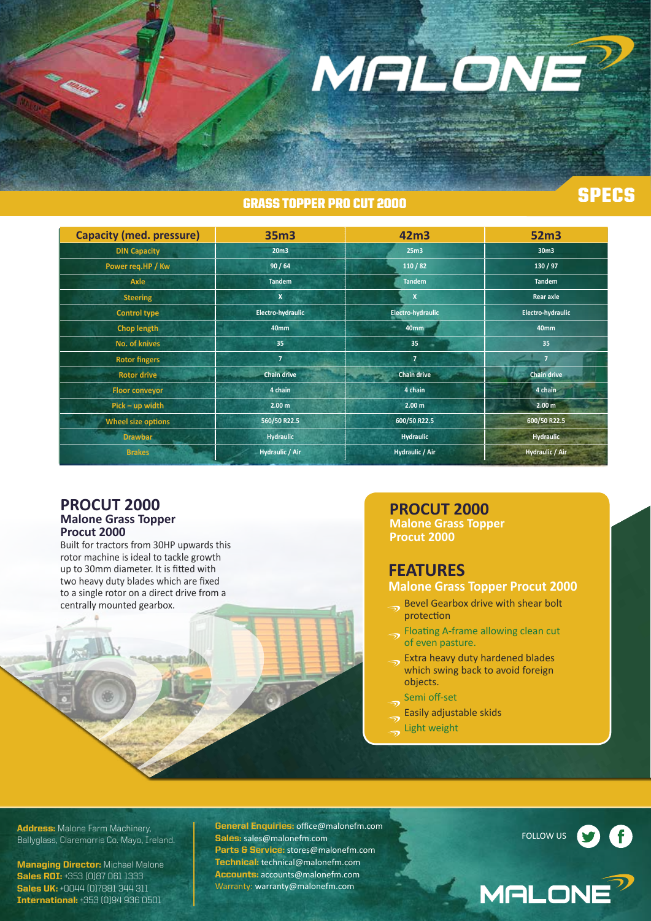# SPECS

## GRASS TOPPER PRO CUT 2000

| Capacity (med. pressure) | 35m3 | 42m3 | 52m3 |
|---|---|---|---|
| DIN Capacity | 20m3 | 25m3 | 30m3 |
| Power req.HP / Kw | 90 / 64 | 110 / 82 | 130 / 97 |
| Axle | Tandem | Tandem | Tandem |
| Steering | X | X | Rear axle |
| Control type | Electro-hydraulic | Electro-hydraulic | Electro-hydraulic |
| Chop length | 40mm | 40mm | 40mm |
| No. of knives | 35 | 35 | 35 |
| Rotor fingers | 7 | 7 | 7 |
| Rotor drive | Chain drive | Chain drive | Chain drive |
| Floor conveyor | 4 chain | 4 chain | 4 chain |
| Pick – up width | 2.00 m | 2.00 m | 2.00 m |
| Wheel size options | 560/50 R22.5 | 600/50 R22.5 | 600/50 R22.5 |
| Drawbar | Hydraulic | Hydraulic | Hydraulic |
| Brakes | Hydraulic / Air | Hydraulic / Air | Hydraulic / Air |

## PROCUT 2000

### Malone Grass Topper Procut 2000

Built for tractors from 30HP upwards this rotor machine is ideal to tackle growth up to 30mm diameter. It is fitted with two heavy duty blades which are fixed to a single rotor on a direct drive from a centrally mounted gearbox.

## PROCUT 2000

### Malone Grass Topper Procut 2000

## FEATURES

### Malone Grass Topper Procut 2000

- Bevel Gearbox drive with shear bolt protection
- Floating A-frame allowing clean cut of even pasture.
- Extra heavy duty hardened blades which swing back to avoid foreign objects.
- Semi off-set
- Easily adjustable skids
- Light weight

**Address:** Malone Farm Machinery, Ballyglass, Claremorris Co. Mayo, Ireland.

**Managing Director:** Michael Malone
**Sales ROI:** +353 (0)87 061 1333
**Sales UK:** +0044 (0)7881 344 311
**International:** +353 (0)94 936 0501

**General Enquiries:** office@malonefm.com
**Sales:** sales@malonefm.com
**Parts & Service:** stores@malonefm.com
**Technical:** technical@malonefm.com
**Accounts:** accounts@malonefm.com
Warranty: warranty@malonefm.com

FOLLOW US

MALONE